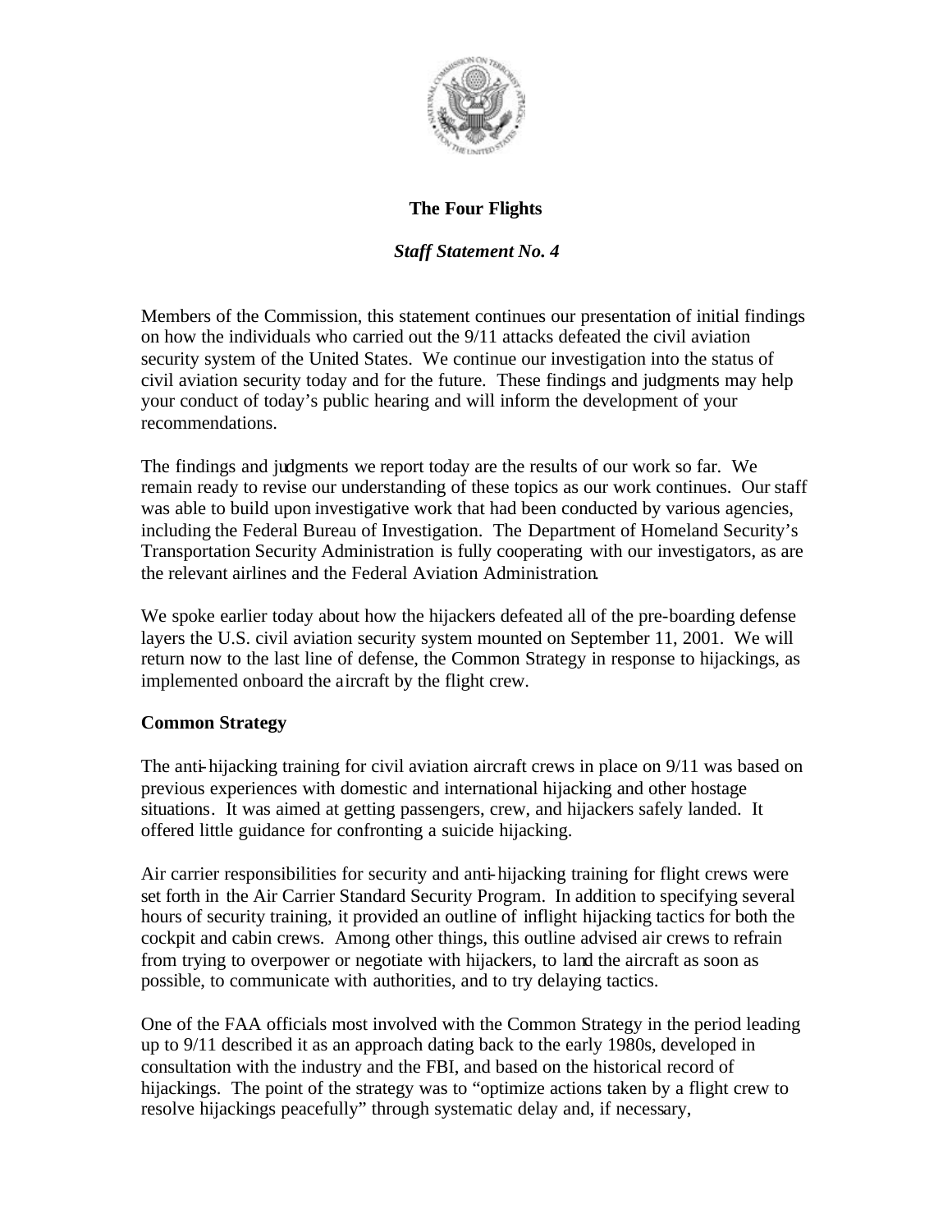# The Four Flights

***Staff Statement No. 4***

Members of the Commission, this statement continues our presentation of initial findings on how the individuals who carried out the 9/11 attacks defeated the civil aviation security system of the United States. We continue our investigation into the status of civil aviation security today and for the future. These findings and judgments may help your conduct of today's public hearing and will inform the development of your recommendations.

The findings and judgments we report today are the results of our work so far. We remain ready to revise our understanding of these topics as our work continues. Our staff was able to build upon investigative work that had been conducted by various agencies, including the Federal Bureau of Investigation. The Department of Homeland Security's Transportation Security Administration is fully cooperating with our investigators, as are the relevant airlines and the Federal Aviation Administration.

We spoke earlier today about how the hijackers defeated all of the pre-boarding defense layers the U.S. civil aviation security system mounted on September 11, 2001. We will return now to the last line of defense, the Common Strategy in response to hijackings, as implemented onboard the aircraft by the flight crew.

## Common Strategy

The anti-hijacking training for civil aviation aircraft crews in place on 9/11 was based on previous experiences with domestic and international hijacking and other hostage situations. It was aimed at getting passengers, crew, and hijackers safely landed. It offered little guidance for confronting a suicide hijacking.

Air carrier responsibilities for security and anti-hijacking training for flight crews were set forth in the Air Carrier Standard Security Program. In addition to specifying several hours of security training, it provided an outline of inflight hijacking tactics for both the cockpit and cabin crews. Among other things, this outline advised air crews to refrain from trying to overpower or negotiate with hijackers, to land the aircraft as soon as possible, to communicate with authorities, and to try delaying tactics.

One of the FAA officials most involved with the Common Strategy in the period leading up to 9/11 described it as an approach dating back to the early 1980s, developed in consultation with the industry and the FBI, and based on the historical record of hijackings. The point of the strategy was to "optimize actions taken by a flight crew to resolve hijackings peacefully" through systematic delay and, if necessary,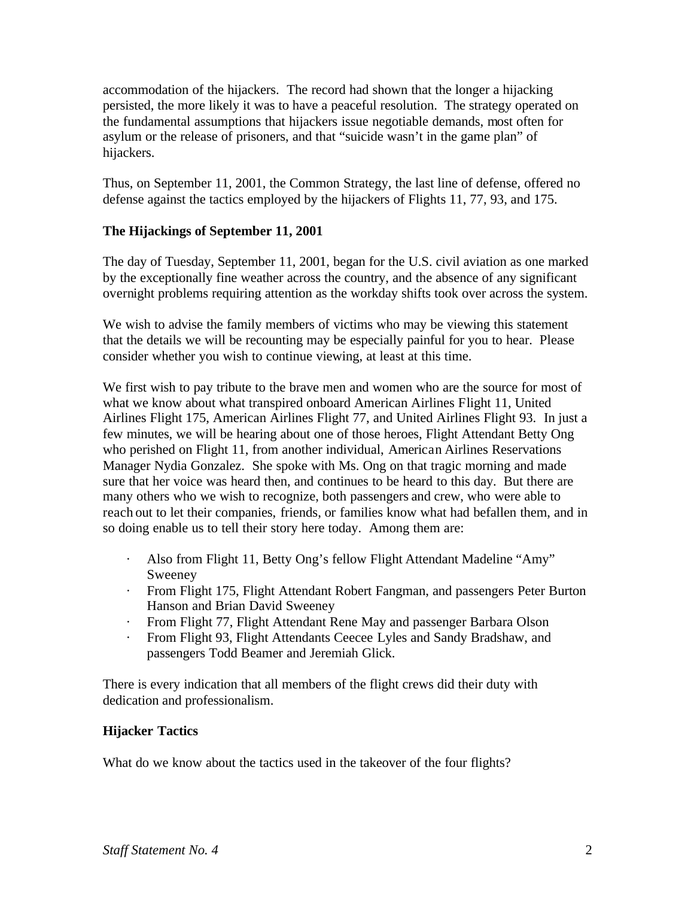accommodation of the hijackers. The record had shown that the longer a hijacking persisted, the more likely it was to have a peaceful resolution. The strategy operated on the fundamental assumptions that hijackers issue negotiable demands, most often for asylum or the release of prisoners, and that "suicide wasn't in the game plan" of hijackers.

Thus, on September 11, 2001, the Common Strategy, the last line of defense, offered no defense against the tactics employed by the hijackers of Flights 11, 77, 93, and 175.

**The Hijackings of September 11, 2001**

The day of Tuesday, September 11, 2001, began for the U.S. civil aviation as one marked by the exceptionally fine weather across the country, and the absence of any significant overnight problems requiring attention as the workday shifts took over across the system.

We wish to advise the family members of victims who may be viewing this statement that the details we will be recounting may be especially painful for you to hear. Please consider whether you wish to continue viewing, at least at this time.

We first wish to pay tribute to the brave men and women who are the source for most of what we know about what transpired onboard American Airlines Flight 11, United Airlines Flight 175, American Airlines Flight 77, and United Airlines Flight 93. In just a few minutes, we will be hearing about one of those heroes, Flight Attendant Betty Ong who perished on Flight 11, from another individual, American Airlines Reservations Manager Nydia Gonzalez. She spoke with Ms. Ong on that tragic morning and made sure that her voice was heard then, and continues to be heard to this day. But there are many others who we wish to recognize, both passengers and crew, who were able to reach out to let their companies, friends, or families know what had befallen them, and in so doing enable us to tell their story here today. Among them are:

- Also from Flight 11, Betty Ong's fellow Flight Attendant Madeline "Amy" Sweeney
- From Flight 175, Flight Attendant Robert Fangman, and passengers Peter Burton Hanson and Brian David Sweeney
- From Flight 77, Flight Attendant Rene May and passenger Barbara Olson
- From Flight 93, Flight Attendants Ceecee Lyles and Sandy Bradshaw, and passengers Todd Beamer and Jeremiah Glick.

There is every indication that all members of the flight crews did their duty with dedication and professionalism.

**Hijacker Tactics**

What do we know about the tactics used in the takeover of the four flights?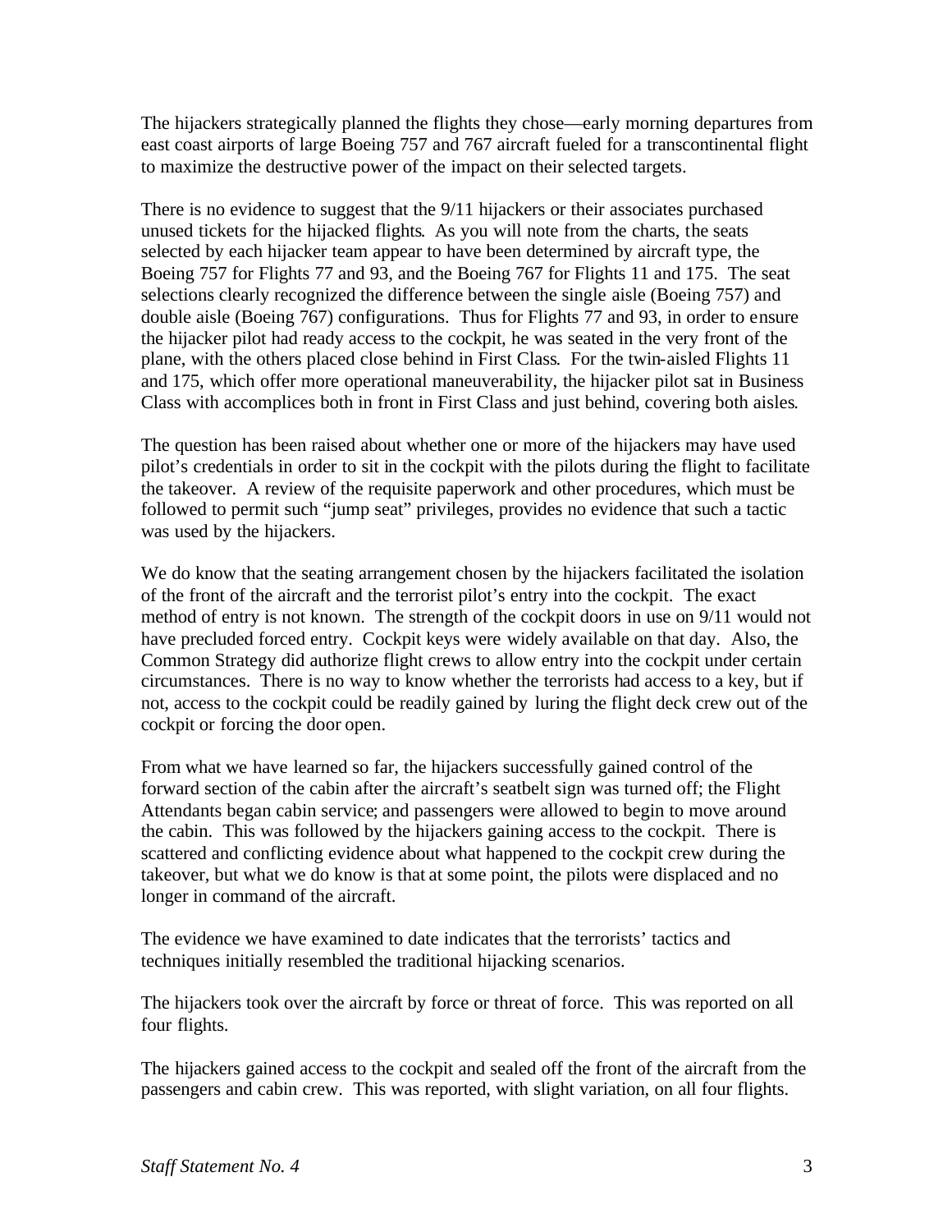The hijackers strategically planned the flights they chose—early morning departures from east coast airports of large Boeing 757 and 767 aircraft fueled for a transcontinental flight to maximize the destructive power of the impact on their selected targets.

There is no evidence to suggest that the 9/11 hijackers or their associates purchased unused tickets for the hijacked flights. As you will note from the charts, the seats selected by each hijacker team appear to have been determined by aircraft type, the Boeing 757 for Flights 77 and 93, and the Boeing 767 for Flights 11 and 175. The seat selections clearly recognized the difference between the single aisle (Boeing 757) and double aisle (Boeing 767) configurations. Thus for Flights 77 and 93, in order to ensure the hijacker pilot had ready access to the cockpit, he was seated in the very front of the plane, with the others placed close behind in First Class. For the twin-aisled Flights 11 and 175, which offer more operational maneuverability, the hijacker pilot sat in Business Class with accomplices both in front in First Class and just behind, covering both aisles.

The question has been raised about whether one or more of the hijackers may have used pilot's credentials in order to sit in the cockpit with the pilots during the flight to facilitate the takeover. A review of the requisite paperwork and other procedures, which must be followed to permit such "jump seat" privileges, provides no evidence that such a tactic was used by the hijackers.

We do know that the seating arrangement chosen by the hijackers facilitated the isolation of the front of the aircraft and the terrorist pilot's entry into the cockpit. The exact method of entry is not known. The strength of the cockpit doors in use on 9/11 would not have precluded forced entry. Cockpit keys were widely available on that day. Also, the Common Strategy did authorize flight crews to allow entry into the cockpit under certain circumstances. There is no way to know whether the terrorists had access to a key, but if not, access to the cockpit could be readily gained by luring the flight deck crew out of the cockpit or forcing the door open.

From what we have learned so far, the hijackers successfully gained control of the forward section of the cabin after the aircraft's seatbelt sign was turned off; the Flight Attendants began cabin service; and passengers were allowed to begin to move around the cabin. This was followed by the hijackers gaining access to the cockpit. There is scattered and conflicting evidence about what happened to the cockpit crew during the takeover, but what we do know is that at some point, the pilots were displaced and no longer in command of the aircraft.

The evidence we have examined to date indicates that the terrorists' tactics and techniques initially resembled the traditional hijacking scenarios.

The hijackers took over the aircraft by force or threat of force. This was reported on all four flights.

The hijackers gained access to the cockpit and sealed off the front of the aircraft from the passengers and cabin crew. This was reported, with slight variation, on all four flights.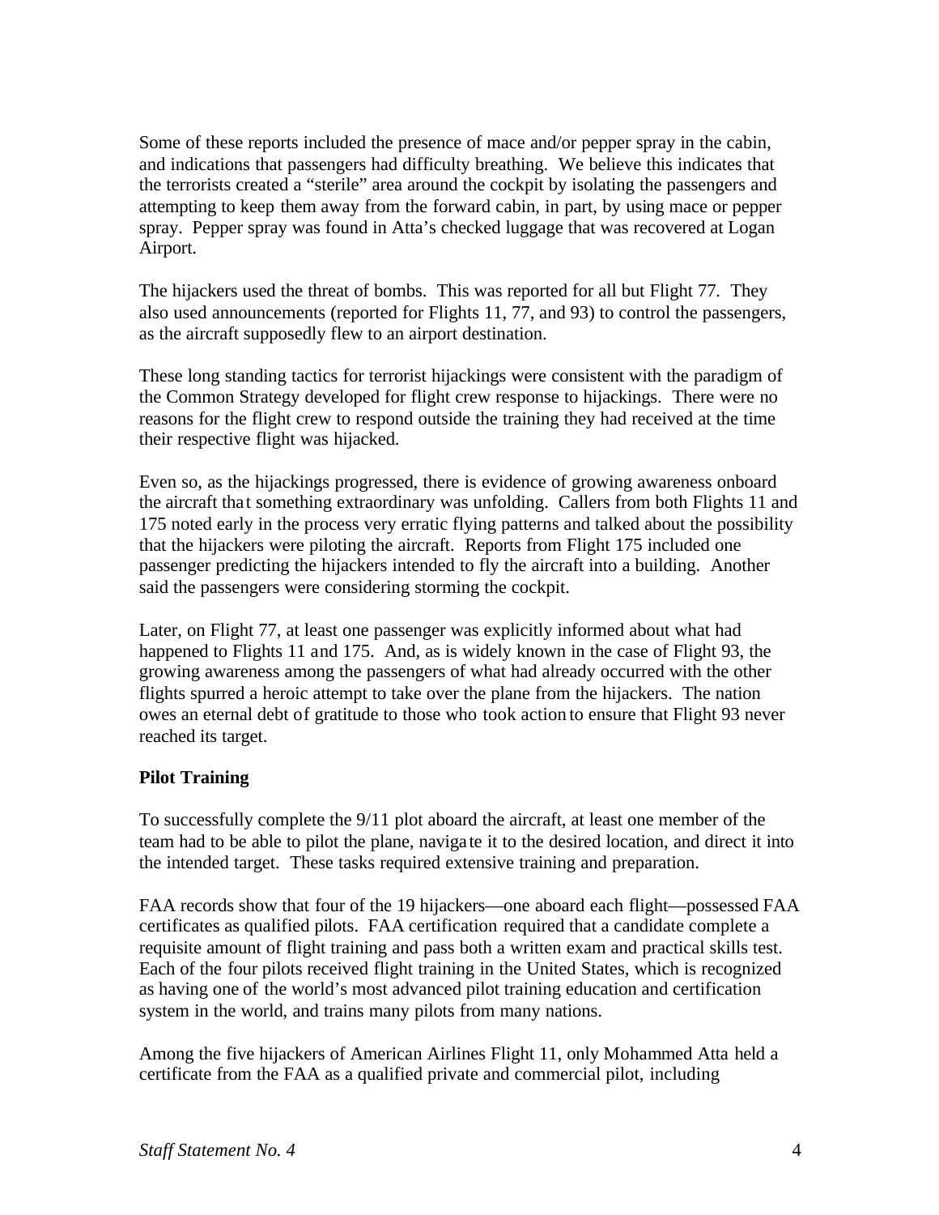Some of these reports included the presence of mace and/or pepper spray in the cabin, and indications that passengers had difficulty breathing. We believe this indicates that the terrorists created a "sterile" area around the cockpit by isolating the passengers and attempting to keep them away from the forward cabin, in part, by using mace or pepper spray. Pepper spray was found in Atta's checked luggage that was recovered at Logan Airport.

The hijackers used the threat of bombs. This was reported for all but Flight 77. They also used announcements (reported for Flights 11, 77, and 93) to control the passengers, as the aircraft supposedly flew to an airport destination.

These long standing tactics for terrorist hijackings were consistent with the paradigm of the Common Strategy developed for flight crew response to hijackings. There were no reasons for the flight crew to respond outside the training they had received at the time their respective flight was hijacked.

Even so, as the hijackings progressed, there is evidence of growing awareness onboard the aircraft that something extraordinary was unfolding. Callers from both Flights 11 and 175 noted early in the process very erratic flying patterns and talked about the possibility that the hijackers were piloting the aircraft. Reports from Flight 175 included one passenger predicting the hijackers intended to fly the aircraft into a building. Another said the passengers were considering storming the cockpit.

Later, on Flight 77, at least one passenger was explicitly informed about what had happened to Flights 11 and 175. And, as is widely known in the case of Flight 93, the growing awareness among the passengers of what had already occurred with the other flights spurred a heroic attempt to take over the plane from the hijackers. The nation owes an eternal debt of gratitude to those who took action to ensure that Flight 93 never reached its target.

**Pilot Training**

To successfully complete the 9/11 plot aboard the aircraft, at least one member of the team had to be able to pilot the plane, navigate it to the desired location, and direct it into the intended target. These tasks required extensive training and preparation.

FAA records show that four of the 19 hijackers—one aboard each flight—possessed FAA certificates as qualified pilots. FAA certification required that a candidate complete a requisite amount of flight training and pass both a written exam and practical skills test. Each of the four pilots received flight training in the United States, which is recognized as having one of the world's most advanced pilot training education and certification system in the world, and trains many pilots from many nations.

Among the five hijackers of American Airlines Flight 11, only Mohammed Atta held a certificate from the FAA as a qualified private and commercial pilot, including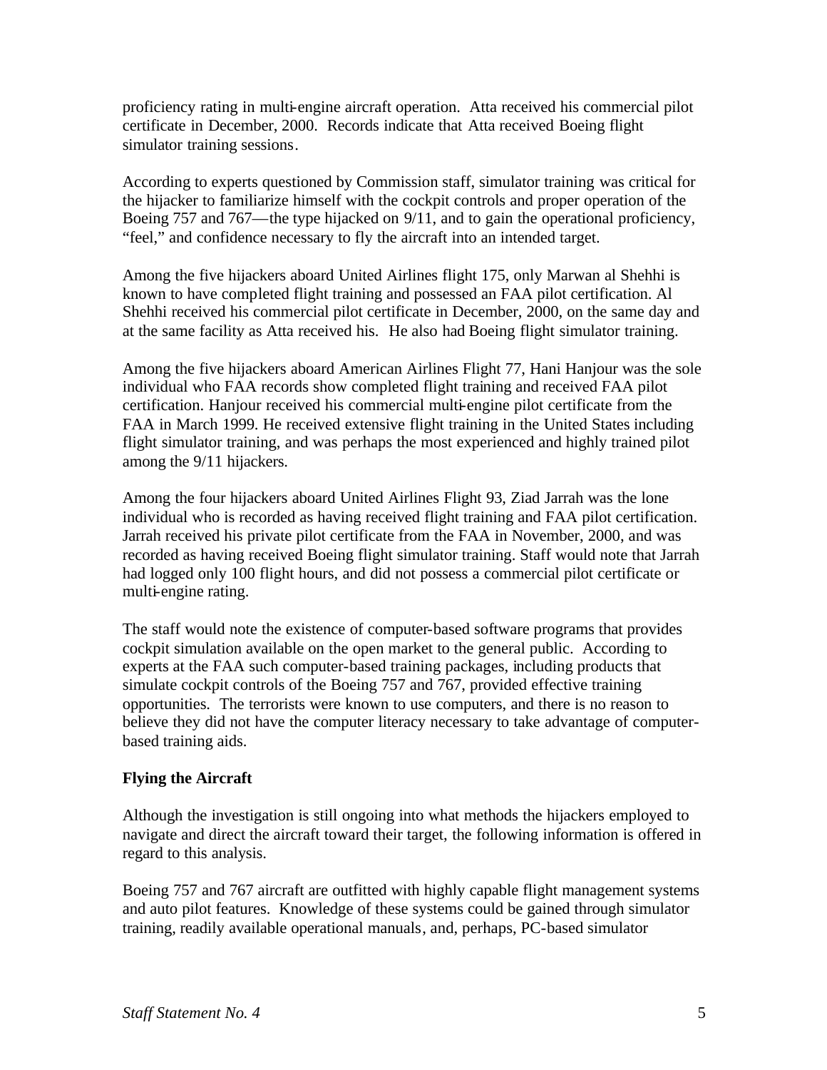proficiency rating in multi-engine aircraft operation. Atta received his commercial pilot certificate in December, 2000. Records indicate that Atta received Boeing flight simulator training sessions.

According to experts questioned by Commission staff, simulator training was critical for the hijacker to familiarize himself with the cockpit controls and proper operation of the Boeing 757 and 767—the type hijacked on 9/11, and to gain the operational proficiency, "feel," and confidence necessary to fly the aircraft into an intended target.

Among the five hijackers aboard United Airlines flight 175, only Marwan al Shehhi is known to have completed flight training and possessed an FAA pilot certification. Al Shehhi received his commercial pilot certificate in December, 2000, on the same day and at the same facility as Atta received his. He also had Boeing flight simulator training.

Among the five hijackers aboard American Airlines Flight 77, Hani Hanjour was the sole individual who FAA records show completed flight training and received FAA pilot certification. Hanjour received his commercial multi-engine pilot certificate from the FAA in March 1999. He received extensive flight training in the United States including flight simulator training, and was perhaps the most experienced and highly trained pilot among the 9/11 hijackers.

Among the four hijackers aboard United Airlines Flight 93, Ziad Jarrah was the lone individual who is recorded as having received flight training and FAA pilot certification. Jarrah received his private pilot certificate from the FAA in November, 2000, and was recorded as having received Boeing flight simulator training. Staff would note that Jarrah had logged only 100 flight hours, and did not possess a commercial pilot certificate or multi-engine rating.

The staff would note the existence of computer-based software programs that provides cockpit simulation available on the open market to the general public. According to experts at the FAA such computer-based training packages, including products that simulate cockpit controls of the Boeing 757 and 767, provided effective training opportunities. The terrorists were known to use computers, and there is no reason to believe they did not have the computer literacy necessary to take advantage of computer-based training aids.

**Flying the Aircraft**

Although the investigation is still ongoing into what methods the hijackers employed to navigate and direct the aircraft toward their target, the following information is offered in regard to this analysis.

Boeing 757 and 767 aircraft are outfitted with highly capable flight management systems and auto pilot features. Knowledge of these systems could be gained through simulator training, readily available operational manuals, and, perhaps, PC-based simulator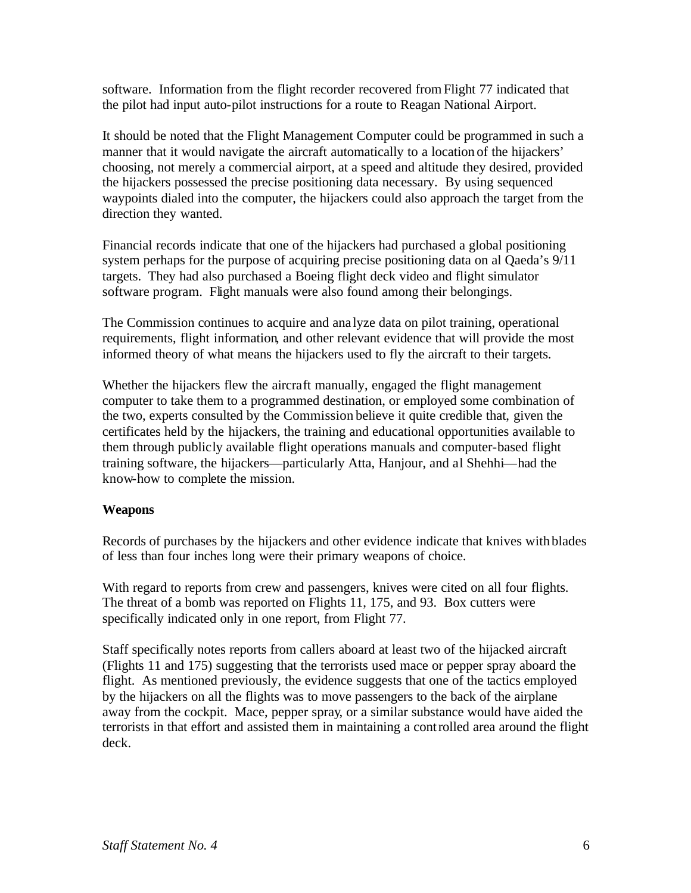software. Information from the flight recorder recovered from Flight 77 indicated that the pilot had input auto-pilot instructions for a route to Reagan National Airport.

It should be noted that the Flight Management Computer could be programmed in such a manner that it would navigate the aircraft automatically to a location of the hijackers' choosing, not merely a commercial airport, at a speed and altitude they desired, provided the hijackers possessed the precise positioning data necessary. By using sequenced waypoints dialed into the computer, the hijackers could also approach the target from the direction they wanted.

Financial records indicate that one of the hijackers had purchased a global positioning system perhaps for the purpose of acquiring precise positioning data on al Qaeda's 9/11 targets. They had also purchased a Boeing flight deck video and flight simulator software program. Flight manuals were also found among their belongings.

The Commission continues to acquire and analyze data on pilot training, operational requirements, flight information, and other relevant evidence that will provide the most informed theory of what means the hijackers used to fly the aircraft to their targets.

Whether the hijackers flew the aircraft manually, engaged the flight management computer to take them to a programmed destination, or employed some combination of the two, experts consulted by the Commission believe it quite credible that, given the certificates held by the hijackers, the training and educational opportunities available to them through publicly available flight operations manuals and computer-based flight training software, the hijackers—particularly Atta, Hanjour, and al Shehhi—had the know-how to complete the mission.

**Weapons**

Records of purchases by the hijackers and other evidence indicate that knives with blades of less than four inches long were their primary weapons of choice.

With regard to reports from crew and passengers, knives were cited on all four flights. The threat of a bomb was reported on Flights 11, 175, and 93. Box cutters were specifically indicated only in one report, from Flight 77.

Staff specifically notes reports from callers aboard at least two of the hijacked aircraft (Flights 11 and 175) suggesting that the terrorists used mace or pepper spray aboard the flight. As mentioned previously, the evidence suggests that one of the tactics employed by the hijackers on all the flights was to move passengers to the back of the airplane away from the cockpit. Mace, pepper spray, or a similar substance would have aided the terrorists in that effort and assisted them in maintaining a controlled area around the flight deck.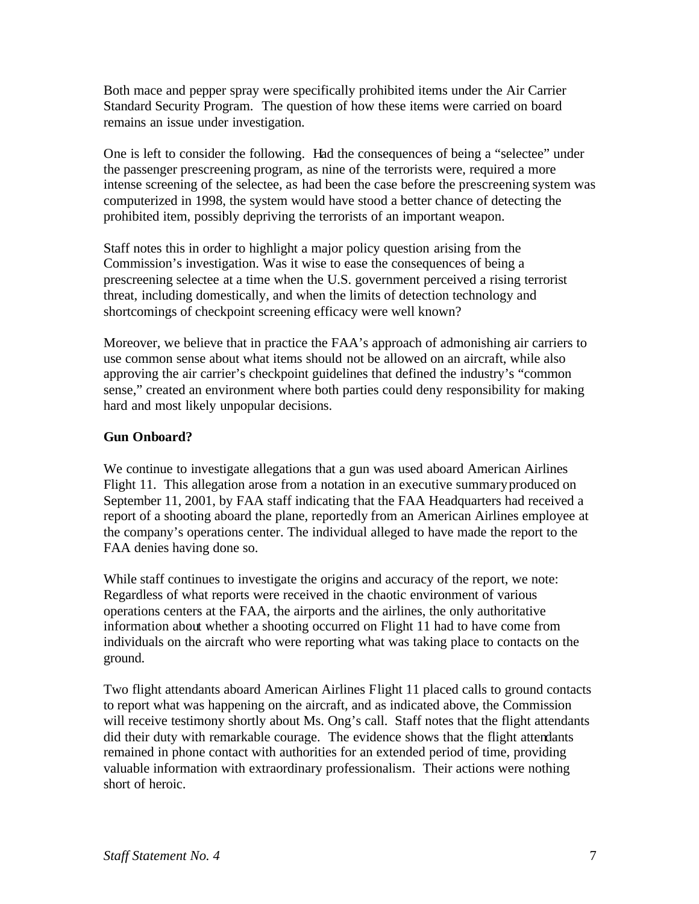Both mace and pepper spray were specifically prohibited items under the Air Carrier Standard Security Program. The question of how these items were carried on board remains an issue under investigation.

One is left to consider the following. Had the consequences of being a "selectee" under the passenger prescreening program, as nine of the terrorists were, required a more intense screening of the selectee, as had been the case before the prescreening system was computerized in 1998, the system would have stood a better chance of detecting the prohibited item, possibly depriving the terrorists of an important weapon.

Staff notes this in order to highlight a major policy question arising from the Commission's investigation. Was it wise to ease the consequences of being a prescreening selectee at a time when the U.S. government perceived a rising terrorist threat, including domestically, and when the limits of detection technology and shortcomings of checkpoint screening efficacy were well known?

Moreover, we believe that in practice the FAA's approach of admonishing air carriers to use common sense about what items should not be allowed on an aircraft, while also approving the air carrier's checkpoint guidelines that defined the industry's "common sense," created an environment where both parties could deny responsibility for making hard and most likely unpopular decisions.

**Gun Onboard?**

We continue to investigate allegations that a gun was used aboard American Airlines Flight 11. This allegation arose from a notation in an executive summary produced on September 11, 2001, by FAA staff indicating that the FAA Headquarters had received a report of a shooting aboard the plane, reportedly from an American Airlines employee at the company's operations center. The individual alleged to have made the report to the FAA denies having done so.

While staff continues to investigate the origins and accuracy of the report, we note: Regardless of what reports were received in the chaotic environment of various operations centers at the FAA, the airports and the airlines, the only authoritative information about whether a shooting occurred on Flight 11 had to have come from individuals on the aircraft who were reporting what was taking place to contacts on the ground.

Two flight attendants aboard American Airlines Flight 11 placed calls to ground contacts to report what was happening on the aircraft, and as indicated above, the Commission will receive testimony shortly about Ms. Ong's call. Staff notes that the flight attendants did their duty with remarkable courage. The evidence shows that the flight attendants remained in phone contact with authorities for an extended period of time, providing valuable information with extraordinary professionalism. Their actions were nothing short of heroic.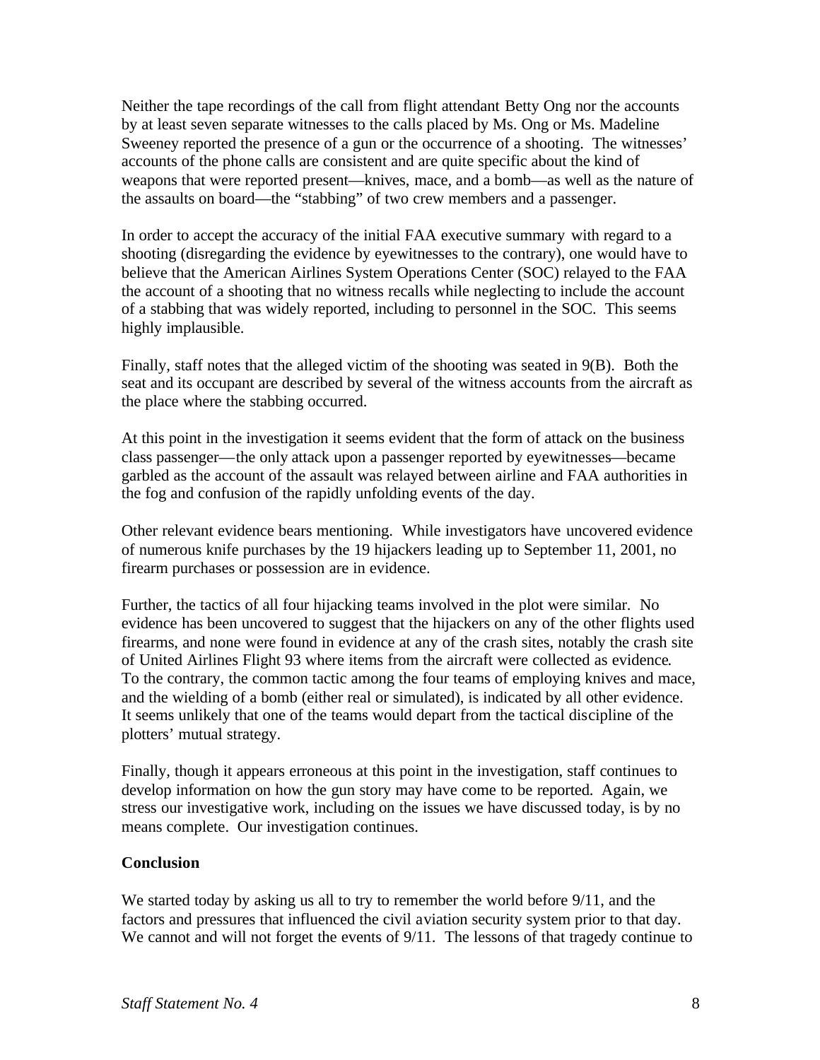Neither the tape recordings of the call from flight attendant Betty Ong nor the accounts by at least seven separate witnesses to the calls placed by Ms. Ong or Ms. Madeline Sweeney reported the presence of a gun or the occurrence of a shooting. The witnesses' accounts of the phone calls are consistent and are quite specific about the kind of weapons that were reported present—knives, mace, and a bomb—as well as the nature of the assaults on board—the "stabbing" of two crew members and a passenger.

In order to accept the accuracy of the initial FAA executive summary with regard to a shooting (disregarding the evidence by eyewitnesses to the contrary), one would have to believe that the American Airlines System Operations Center (SOC) relayed to the FAA the account of a shooting that no witness recalls while neglecting to include the account of a stabbing that was widely reported, including to personnel in the SOC. This seems highly implausible.

Finally, staff notes that the alleged victim of the shooting was seated in 9(B). Both the seat and its occupant are described by several of the witness accounts from the aircraft as the place where the stabbing occurred.

At this point in the investigation it seems evident that the form of attack on the business class passenger—the only attack upon a passenger reported by eyewitnesses—became garbled as the account of the assault was relayed between airline and FAA authorities in the fog and confusion of the rapidly unfolding events of the day.

Other relevant evidence bears mentioning. While investigators have uncovered evidence of numerous knife purchases by the 19 hijackers leading up to September 11, 2001, no firearm purchases or possession are in evidence.

Further, the tactics of all four hijacking teams involved in the plot were similar. No evidence has been uncovered to suggest that the hijackers on any of the other flights used firearms, and none were found in evidence at any of the crash sites, notably the crash site of United Airlines Flight 93 where items from the aircraft were collected as evidence. To the contrary, the common tactic among the four teams of employing knives and mace, and the wielding of a bomb (either real or simulated), is indicated by all other evidence. It seems unlikely that one of the teams would depart from the tactical discipline of the plotters' mutual strategy.

Finally, though it appears erroneous at this point in the investigation, staff continues to develop information on how the gun story may have come to be reported. Again, we stress our investigative work, including on the issues we have discussed today, is by no means complete. Our investigation continues.

**Conclusion**

We started today by asking us all to try to remember the world before 9/11, and the factors and pressures that influenced the civil aviation security system prior to that day. We cannot and will not forget the events of 9/11. The lessons of that tragedy continue to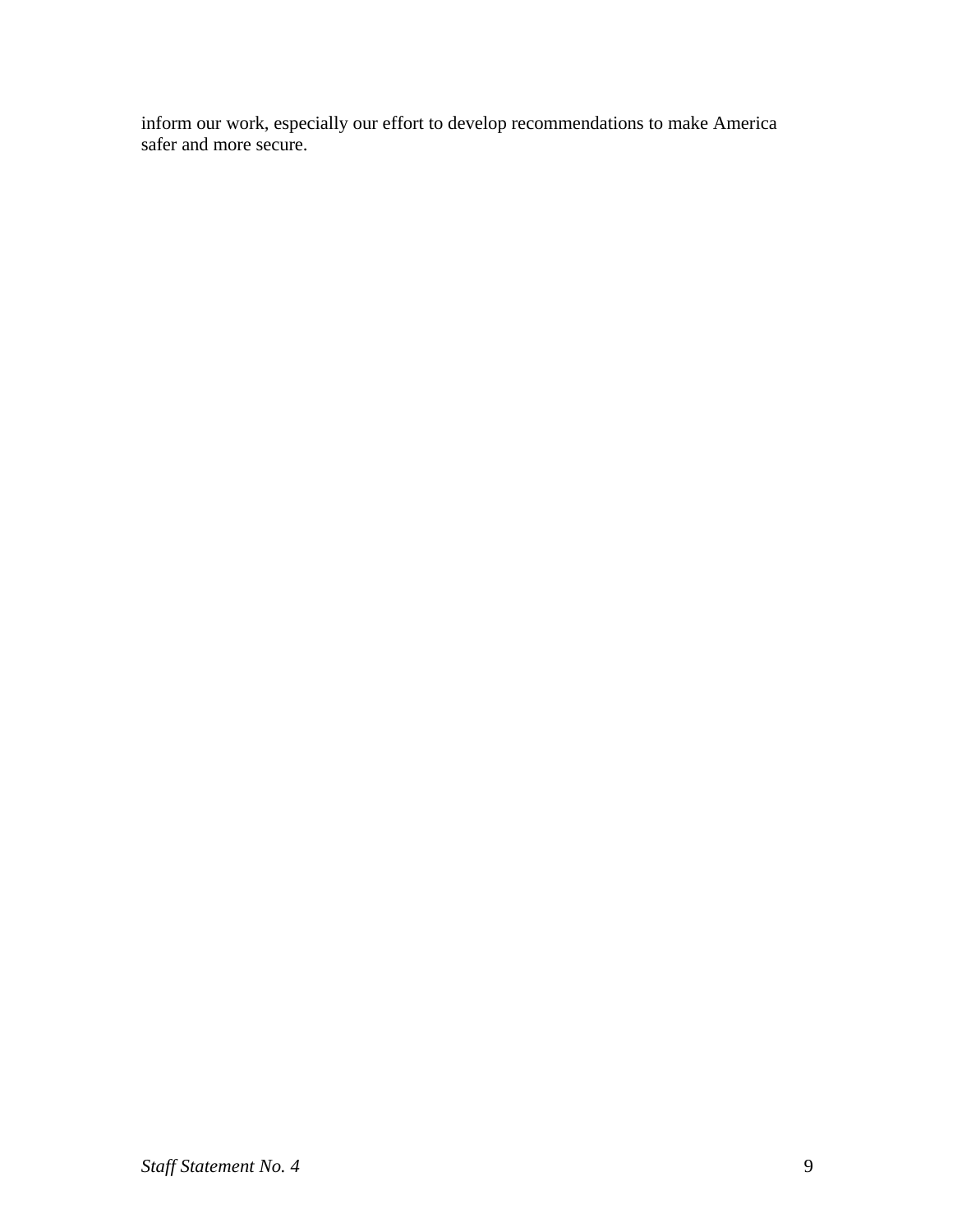inform our work, especially our effort to develop recommendations to make America safer and more secure.